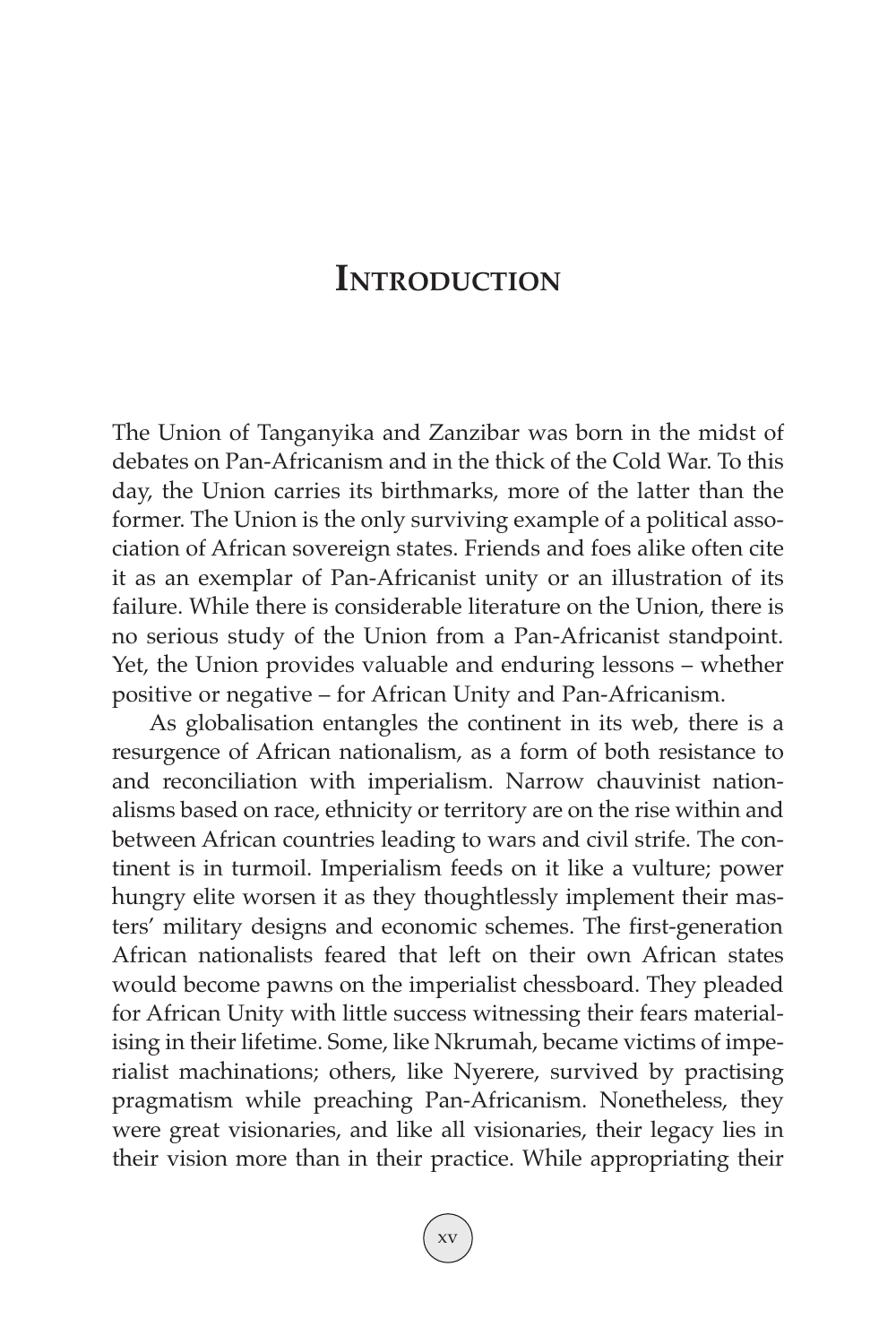# Introduction

The Union of Tanganyika and Zanzibar was born in the midst of debates on Pan-Africanism and in the thick of the Cold War. To this day, the Union carries its birthmarks, more of the latter than the former. The Union is the only surviving example of a political association of African sovereign states. Friends and foes alike often cite it as an exemplar of Pan-Africanist unity or an illustration of its failure. While there is considerable literature on the Union, there is no serious study of the Union from a Pan-Africanist standpoint. Yet, the Union provides valuable and enduring lessons – whether positive or negative – for African Unity and Pan-Africanism.

As globalisation entangles the continent in its web, there is a resurgence of African nationalism, as a form of both resistance to and reconciliation with imperialism. Narrow chauvinist nationalisms based on race, ethnicity or territory are on the rise within and between African countries leading to wars and civil strife. The continent is in turmoil. Imperialism feeds on it like a vulture; power hungry elite worsen it as they thoughtlessly implement their masters' military designs and economic schemes. The first-generation African nationalists feared that left on their own African states would become pawns on the imperialist chessboard. They pleaded for African Unity with little success witnessing their fears materialising in their lifetime. Some, like Nkrumah, became victims of imperialist machinations; others, like Nyerere, survived by practising pragmatism while preaching Pan-Africanism. Nonetheless, they were great visionaries, and like all visionaries, their legacy lies in their vision more than in their practice. While appropriating their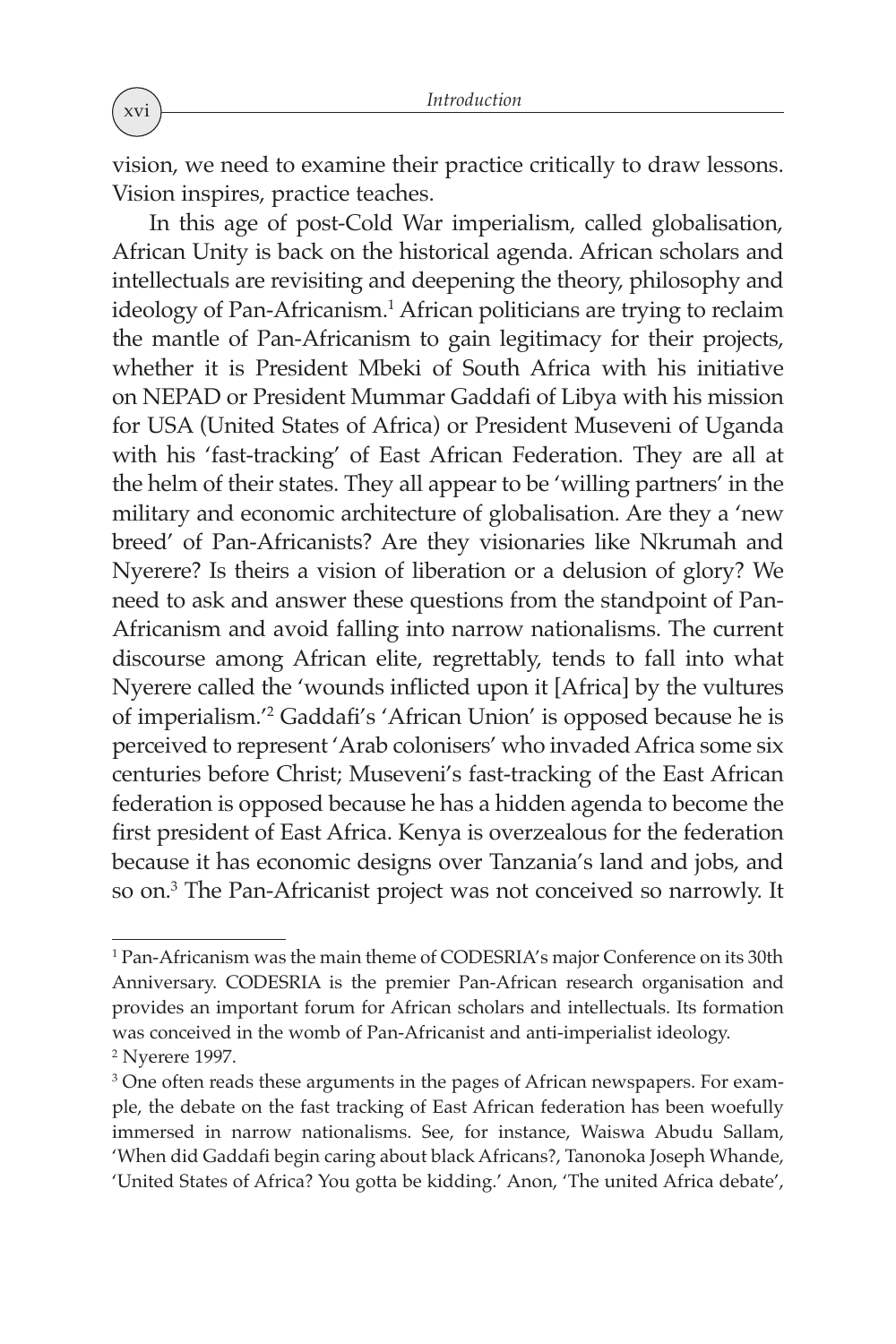vision, we need to examine their practice critically to draw lessons. Vision inspires, practice teaches.

In this age of post-Cold War imperialism, called globalisation, African Unity is back on the historical agenda. African scholars and intellectuals are revisiting and deepening the theory, philosophy and ideology of Pan-Africanism.[1] African politicians are trying to reclaim the mantle of Pan-Africanism to gain legitimacy for their projects, whether it is President Mbeki of South Africa with his initiative on NEPAD or President Mummar Gaddafi of Libya with his mission for USA (United States of Africa) or President Museveni of Uganda with his 'fast-tracking' of East African Federation. They are all at the helm of their states. They all appear to be 'willing partners' in the military and economic architecture of globalisation. Are they a 'new breed' of Pan-Africanists? Are they visionaries like Nkrumah and Nyerere? Is theirs a vision of liberation or a delusion of glory? We need to ask and answer these questions from the standpoint of Pan-Africanism and avoid falling into narrow nationalisms. The current discourse among African elite, regrettably, tends to fall into what Nyerere called the 'wounds inflicted upon it [Africa] by the vultures of imperialism.'[2] Gaddafi's 'African Union' is opposed because he is perceived to represent 'Arab colonisers' who invaded Africa some six centuries before Christ; Museveni's fast-tracking of the East African federation is opposed because he has a hidden agenda to become the first president of East Africa. Kenya is overzealous for the federation because it has economic designs over Tanzania's land and jobs, and so on.[3] The Pan-Africanist project was not conceived so narrowly. It

---

[1] Pan-Africanism was the main theme of CODESRIA's major Conference on its 30th Anniversary. CODESRIA is the premier Pan-African research organisation and provides an important forum for African scholars and intellectuals. Its formation was conceived in the womb of Pan-Africanist and anti-imperialist ideology.

[2] Nyerere 1997.

[3] One often reads these arguments in the pages of African newspapers. For example, the debate on the fast tracking of East African federation has been woefully immersed in narrow nationalisms. See, for instance, Waiswa Abudu Sallam, 'When did Gaddafi begin caring about black Africans?, Tanonoka Joseph Whande, 'United States of Africa? You gotta be kidding.' Anon, 'The united Africa debate',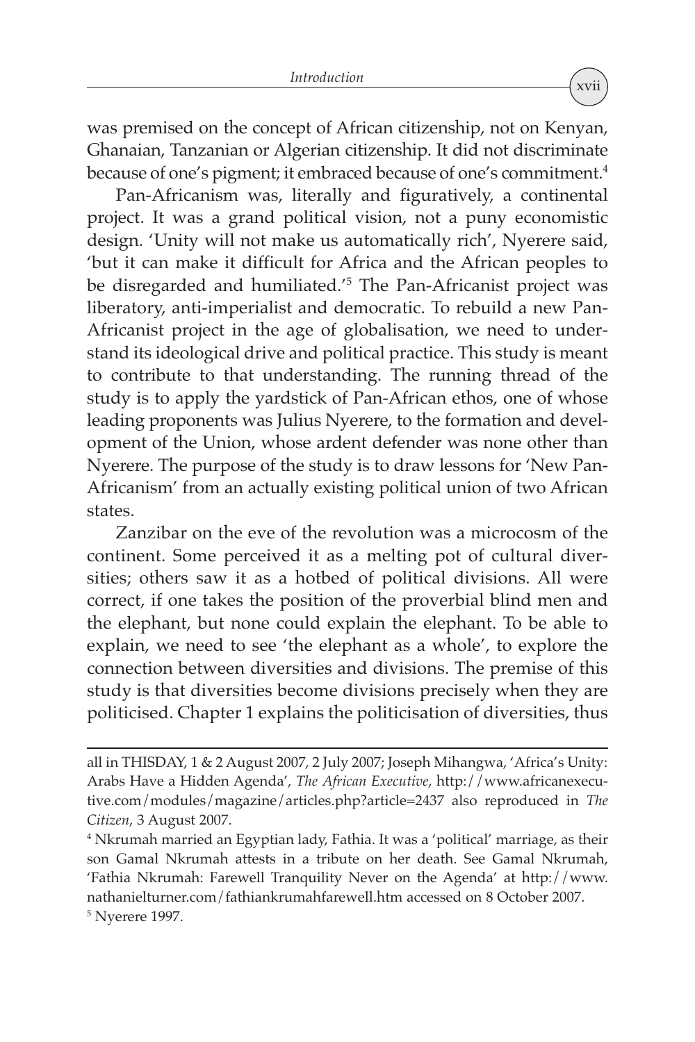was premised on the concept of African citizenship, not on Kenyan, Ghanaian, Tanzanian or Algerian citizenship. It did not discriminate because of one's pigment; it embraced because of one's commitment.[4]

Pan-Africanism was, literally and figuratively, a continental project. It was a grand political vision, not a puny economistic design. 'Unity will not make us automatically rich', Nyerere said, 'but it can make it difficult for Africa and the African peoples to be disregarded and humiliated.'[5] The Pan-Africanist project was liberatory, anti-imperialist and democratic. To rebuild a new Pan-Africanist project in the age of globalisation, we need to understand its ideological drive and political practice. This study is meant to contribute to that understanding. The running thread of the study is to apply the yardstick of Pan-African ethos, one of whose leading proponents was Julius Nyerere, to the formation and development of the Union, whose ardent defender was none other than Nyerere. The purpose of the study is to draw lessons for 'New Pan-Africanism' from an actually existing political union of two African states.

Zanzibar on the eve of the revolution was a microcosm of the continent. Some perceived it as a melting pot of cultural diversities; others saw it as a hotbed of political divisions. All were correct, if one takes the position of the proverbial blind men and the elephant, but none could explain the elephant. To be able to explain, we need to see 'the elephant as a whole', to explore the connection between diversities and divisions. The premise of this study is that diversities become divisions precisely when they are politicised. Chapter 1 explains the politicisation of diversities, thus

---

all in THISDAY, 1 & 2 August 2007, 2 July 2007; Joseph Mihangwa, 'Africa's Unity: Arabs Have a Hidden Agenda', *The African Executive*, http://www.africanexecutive.com/modules/magazine/articles.php?article=2437 also reproduced in *The Citizen*, 3 August 2007.

[4] Nkrumah married an Egyptian lady, Fathia. It was a 'political' marriage, as their son Gamal Nkrumah attests in a tribute on her death. See Gamal Nkrumah, 'Fathia Nkrumah: Farewell Tranquility Never on the Agenda' at http://www.nathanielturner.com/fathiankrumahfarewell.htm accessed on 8 October 2007.

[5] Nyerere 1997.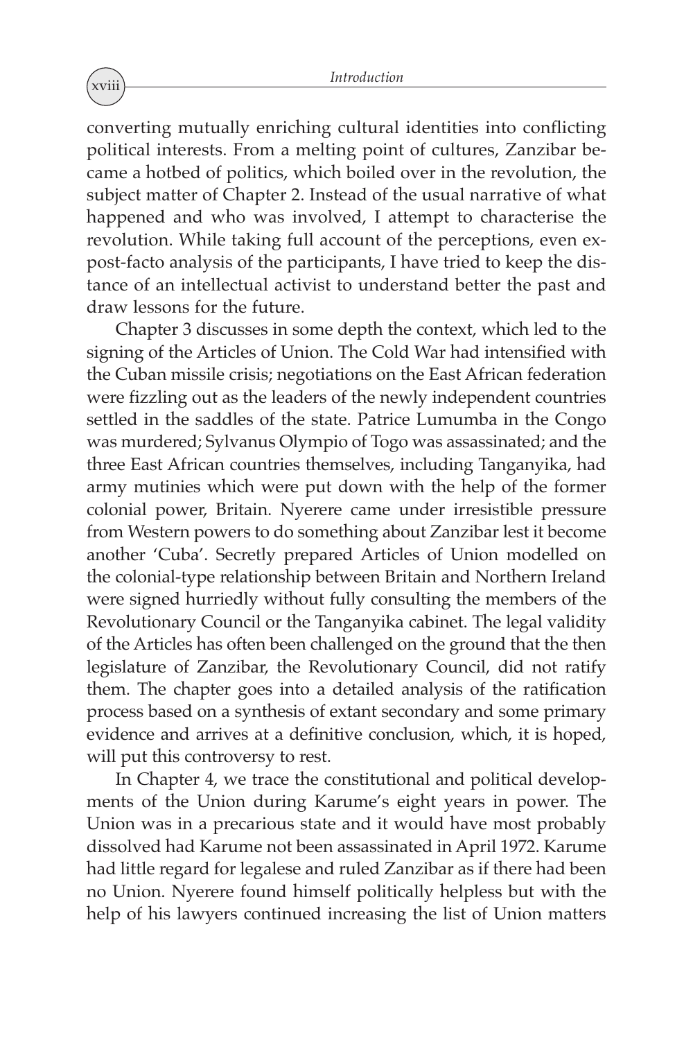converting mutually enriching cultural identities into conflicting political interests. From a melting point of cultures, Zanzibar became a hotbed of politics, which boiled over in the revolution, the subject matter of Chapter 2. Instead of the usual narrative of what happened and who was involved, I attempt to characterise the revolution. While taking full account of the perceptions, even ex-post-facto analysis of the participants, I have tried to keep the distance of an intellectual activist to understand better the past and draw lessons for the future.

Chapter 3 discusses in some depth the context, which led to the signing of the Articles of Union. The Cold War had intensified with the Cuban missile crisis; negotiations on the East African federation were fizzling out as the leaders of the newly independent countries settled in the saddles of the state. Patrice Lumumba in the Congo was murdered; Sylvanus Olympio of Togo was assassinated; and the three East African countries themselves, including Tanganyika, had army mutinies which were put down with the help of the former colonial power, Britain. Nyerere came under irresistible pressure from Western powers to do something about Zanzibar lest it become another 'Cuba'. Secretly prepared Articles of Union modelled on the colonial-type relationship between Britain and Northern Ireland were signed hurriedly without fully consulting the members of the Revolutionary Council or the Tanganyika cabinet. The legal validity of the Articles has often been challenged on the ground that the then legislature of Zanzibar, the Revolutionary Council, did not ratify them. The chapter goes into a detailed analysis of the ratification process based on a synthesis of extant secondary and some primary evidence and arrives at a definitive conclusion, which, it is hoped, will put this controversy to rest.

In Chapter 4, we trace the constitutional and political developments of the Union during Karume's eight years in power. The Union was in a precarious state and it would have most probably dissolved had Karume not been assassinated in April 1972. Karume had little regard for legalese and ruled Zanzibar as if there had been no Union. Nyerere found himself politically helpless but with the help of his lawyers continued increasing the list of Union matters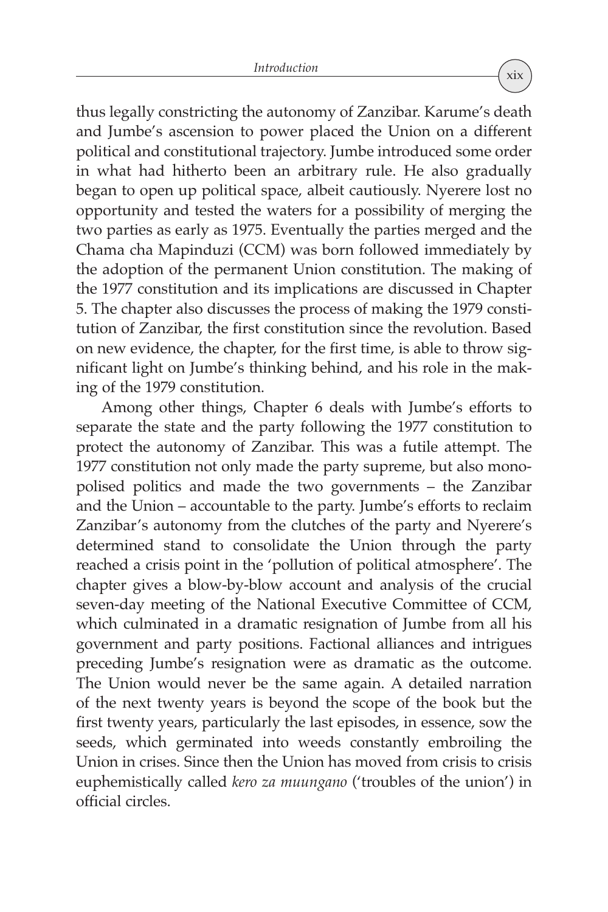thus legally constricting the autonomy of Zanzibar. Karume's death and Jumbe's ascension to power placed the Union on a different political and constitutional trajectory. Jumbe introduced some order in what had hitherto been an arbitrary rule. He also gradually began to open up political space, albeit cautiously. Nyerere lost no opportunity and tested the waters for a possibility of merging the two parties as early as 1975. Eventually the parties merged and the Chama cha Mapinduzi (CCM) was born followed immediately by the adoption of the permanent Union constitution. The making of the 1977 constitution and its implications are discussed in Chapter 5. The chapter also discusses the process of making the 1979 constitution of Zanzibar, the first constitution since the revolution. Based on new evidence, the chapter, for the first time, is able to throw significant light on Jumbe's thinking behind, and his role in the making of the 1979 constitution.

Among other things, Chapter 6 deals with Jumbe's efforts to separate the state and the party following the 1977 constitution to protect the autonomy of Zanzibar. This was a futile attempt. The 1977 constitution not only made the party supreme, but also monopolised politics and made the two governments – the Zanzibar and the Union – accountable to the party. Jumbe's efforts to reclaim Zanzibar's autonomy from the clutches of the party and Nyerere's determined stand to consolidate the Union through the party reached a crisis point in the 'pollution of political atmosphere'. The chapter gives a blow-by-blow account and analysis of the crucial seven-day meeting of the National Executive Committee of CCM, which culminated in a dramatic resignation of Jumbe from all his government and party positions. Factional alliances and intrigues preceding Jumbe's resignation were as dramatic as the outcome. The Union would never be the same again. A detailed narration of the next twenty years is beyond the scope of the book but the first twenty years, particularly the last episodes, in essence, sow the seeds, which germinated into weeds constantly embroiling the Union in crises. Since then the Union has moved from crisis to crisis euphemistically called *kero za muungano* ('troubles of the union') in official circles.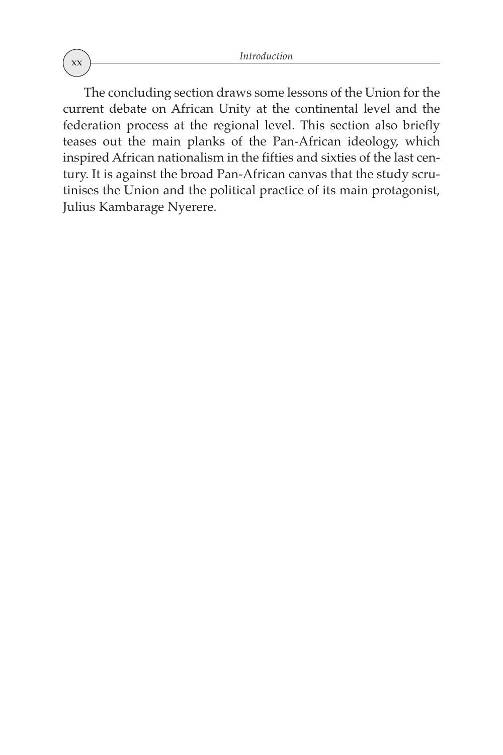The concluding section draws some lessons of the Union for the current debate on African Unity at the continental level and the federation process at the regional level. This section also briefly teases out the main planks of the Pan-African ideology, which inspired African nationalism in the fifties and sixties of the last century. It is against the broad Pan-African canvas that the study scrutinises the Union and the political practice of its main protagonist, Julius Kambarage Nyerere.